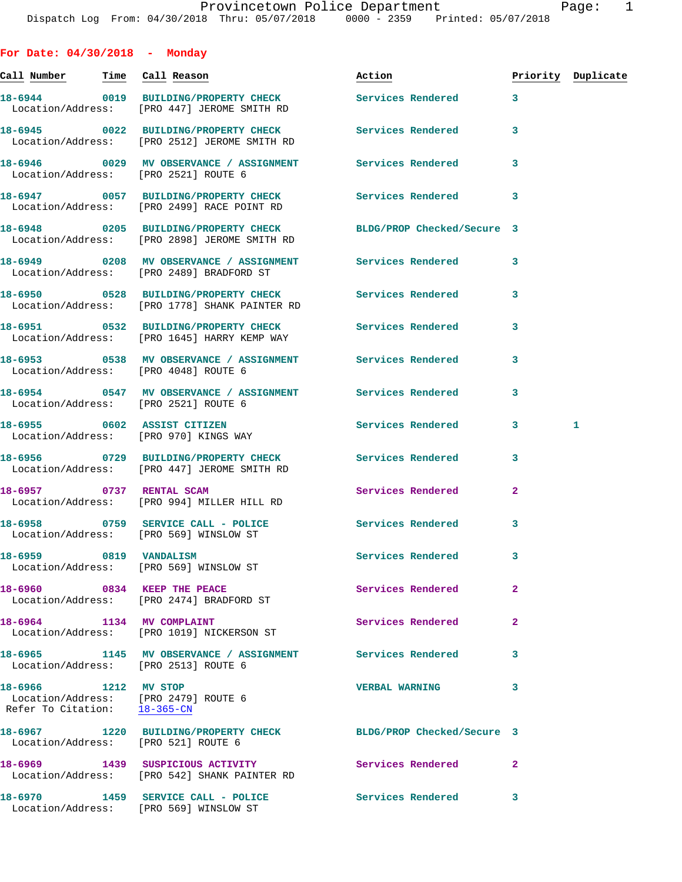# Provincetown Police Department

Dispatch Log From: 04/30/2018 Thru: 05/07/2018 0000 - 2359 Printed: 05/07/2018

## For Date: 04/30/2018 - Monday

| Call Number | Time | Call Reason | Action | Priority | Duplicate |
|---|---|---|---|---|---|
| 18-6944 | 0019 | BUILDING/PROPERTY CHECK<br>Location/Address: [PRO 447] JEROME SMITH RD | Services Rendered | 3 | |
| 18-6945 | 0022 | BUILDING/PROPERTY CHECK<br>Location/Address: [PRO 2512] JEROME SMITH RD | Services Rendered | 3 | |
| 18-6946 | 0029 | MV OBSERVANCE / ASSIGNMENT<br>Location/Address: [PRO 2521] ROUTE 6 | Services Rendered | 3 | |
| 18-6947 | 0057 | BUILDING/PROPERTY CHECK<br>Location/Address: [PRO 2499] RACE POINT RD | Services Rendered | 3 | |
| 18-6948 | 0205 | BUILDING/PROPERTY CHECK<br>Location/Address: [PRO 2898] JEROME SMITH RD | BLDG/PROP Checked/Secure | 3 | |
| 18-6949 | 0208 | MV OBSERVANCE / ASSIGNMENT<br>Location/Address: [PRO 2489] BRADFORD ST | Services Rendered | 3 | |
| 18-6950 | 0528 | BUILDING/PROPERTY CHECK<br>Location/Address: [PRO 1778] SHANK PAINTER RD | Services Rendered | 3 | |
| 18-6951 | 0532 | BUILDING/PROPERTY CHECK<br>Location/Address: [PRO 1645] HARRY KEMP WAY | Services Rendered | 3 | |
| 18-6953 | 0538 | MV OBSERVANCE / ASSIGNMENT<br>Location/Address: [PRO 4048] ROUTE 6 | Services Rendered | 3 | |
| 18-6954 | 0547 | MV OBSERVANCE / ASSIGNMENT<br>Location/Address: [PRO 2521] ROUTE 6 | Services Rendered | 3 | |
| 18-6955 | 0602 | ASSIST CITIZEN<br>Location/Address: [PRO 970] KINGS WAY | Services Rendered | 3 | 1 |
| 18-6956 | 0729 | BUILDING/PROPERTY CHECK<br>Location/Address: [PRO 447] JEROME SMITH RD | Services Rendered | 3 | |
| 18-6957 | 0737 | RENTAL SCAM<br>Location/Address: [PRO 994] MILLER HILL RD | Services Rendered | 2 | |
| 18-6958 | 0759 | SERVICE CALL - POLICE<br>Location/Address: [PRO 569] WINSLOW ST | Services Rendered | 3 | |
| 18-6959 | 0819 | VANDALISM<br>Location/Address: [PRO 569] WINSLOW ST | Services Rendered | 3 | |
| 18-6960 | 0834 | KEEP THE PEACE<br>Location/Address: [PRO 2474] BRADFORD ST | Services Rendered | 2 | |
| 18-6964 | 1134 | MV COMPLAINT<br>Location/Address: [PRO 1019] NICKERSON ST | Services Rendered | 2 | |
| 18-6965 | 1145 | MV OBSERVANCE / ASSIGNMENT<br>Location/Address: [PRO 2513] ROUTE 6 | Services Rendered | 3 | |
| 18-6966 | 1212 | MV STOP<br>Location/Address: [PRO 2479] ROUTE 6<br>Refer To Citation: 18-365-CN | VERBAL WARNING | 3 | |
| 18-6967 | 1220 | BUILDING/PROPERTY CHECK<br>Location/Address: [PRO 521] ROUTE 6 | BLDG/PROP Checked/Secure | 3 | |
| 18-6969 | 1439 | SUSPICIOUS ACTIVITY<br>Location/Address: [PRO 542] SHANK PAINTER RD | Services Rendered | 2 | |
| 18-6970 | 1459 | SERVICE CALL - POLICE<br>Location/Address: [PRO 569] WINSLOW ST | Services Rendered | 3 | |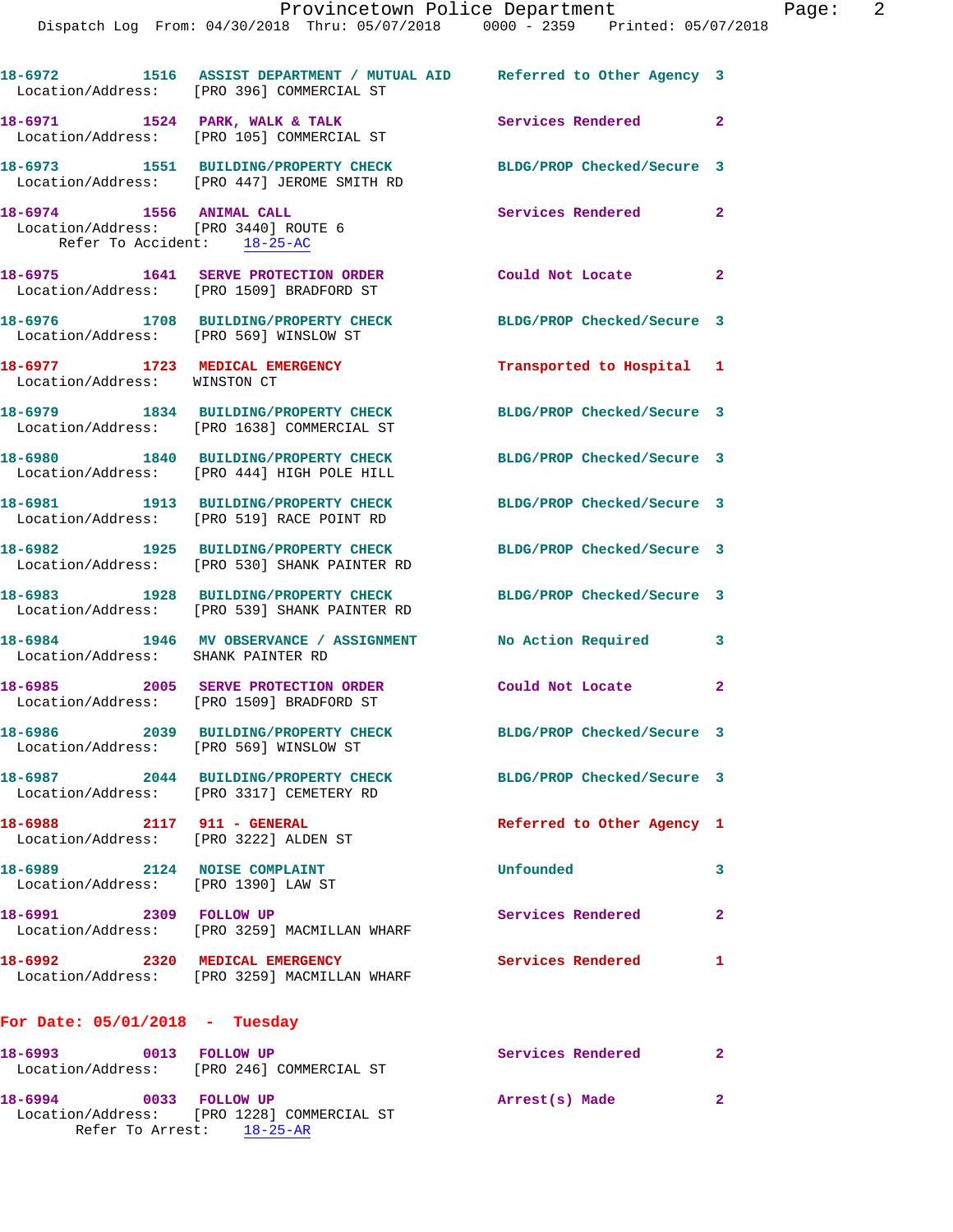18-6972 1516 ASSIST DEPARTMENT / MUTUAL AID Referred to Other Agency 3
Location/Address: [PRO 396] COMMERCIAL ST

18-6971 1524 PARK, WALK & TALK Services Rendered 2
Location/Address: [PRO 105] COMMERCIAL ST

18-6973 1551 BUILDING/PROPERTY CHECK BLDG/PROP Checked/Secure 3
Location/Address: [PRO 447] JEROME SMITH RD

18-6974 1556 ANIMAL CALL Services Rendered 2
Location/Address: [PRO 3440] ROUTE 6
Refer To Accident: 18-25-AC

18-6975 1641 SERVE PROTECTION ORDER Could Not Locate 2
Location/Address: [PRO 1509] BRADFORD ST

18-6976 1708 BUILDING/PROPERTY CHECK BLDG/PROP Checked/Secure 3
Location/Address: [PRO 569] WINSLOW ST

18-6977 1723 MEDICAL EMERGENCY Transported to Hospital 1
Location/Address: WINSTON CT

18-6979 1834 BUILDING/PROPERTY CHECK BLDG/PROP Checked/Secure 3
Location/Address: [PRO 1638] COMMERCIAL ST

18-6980 1840 BUILDING/PROPERTY CHECK BLDG/PROP Checked/Secure 3
Location/Address: [PRO 444] HIGH POLE HILL

18-6981 1913 BUILDING/PROPERTY CHECK BLDG/PROP Checked/Secure 3
Location/Address: [PRO 519] RACE POINT RD

18-6982 1925 BUILDING/PROPERTY CHECK BLDG/PROP Checked/Secure 3
Location/Address: [PRO 530] SHANK PAINTER RD

18-6983 1928 BUILDING/PROPERTY CHECK BLDG/PROP Checked/Secure 3
Location/Address: [PRO 539] SHANK PAINTER RD

18-6984 1946 MV OBSERVANCE / ASSIGNMENT No Action Required 3
Location/Address: SHANK PAINTER RD

18-6985 2005 SERVE PROTECTION ORDER Could Not Locate 2
Location/Address: [PRO 1509] BRADFORD ST

18-6986 2039 BUILDING/PROPERTY CHECK BLDG/PROP Checked/Secure 3
Location/Address: [PRO 569] WINSLOW ST

18-6987 2044 BUILDING/PROPERTY CHECK BLDG/PROP Checked/Secure 3
Location/Address: [PRO 3317] CEMETERY RD

18-6988 2117 911 - GENERAL Referred to Other Agency 1
Location/Address: [PRO 3222] ALDEN ST

18-6989 2124 NOISE COMPLAINT Unfounded 3
Location/Address: [PRO 1390] LAW ST

18-6991 2309 FOLLOW UP Services Rendered 2
Location/Address: [PRO 3259] MACMILLAN WHARF

18-6992 2320 MEDICAL EMERGENCY Services Rendered 1
Location/Address: [PRO 3259] MACMILLAN WHARF

## For Date: 05/01/2018 - Tuesday

18-6993 0013 FOLLOW UP Services Rendered 2
Location/Address: [PRO 246] COMMERCIAL ST

18-6994 0033 FOLLOW UP Arrest(s) Made 2
Location/Address: [PRO 1228] COMMERCIAL ST
Refer To Arrest: 18-25-AR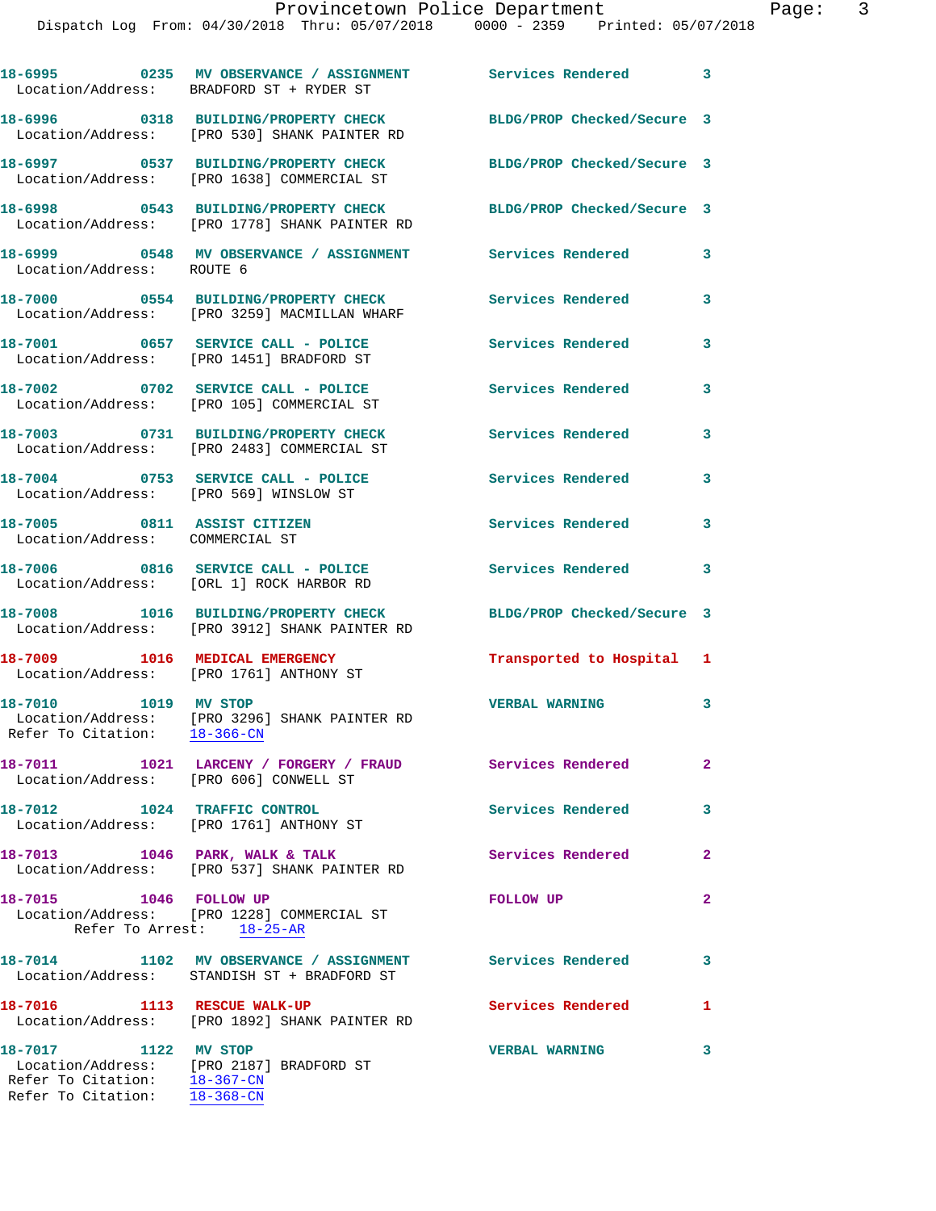18-6995 0235 MV OBSERVANCE / ASSIGNMENT Services Rendered 3
Location/Address: BRADFORD ST + RYDER ST

18-6996 0318 BUILDING/PROPERTY CHECK BLDG/PROP Checked/Secure 3
Location/Address: [PRO 530] SHANK PAINTER RD

18-6997 0537 BUILDING/PROPERTY CHECK BLDG/PROP Checked/Secure 3
Location/Address: [PRO 1638] COMMERCIAL ST

18-6998 0543 BUILDING/PROPERTY CHECK BLDG/PROP Checked/Secure 3
Location/Address: [PRO 1778] SHANK PAINTER RD

18-6999 0548 MV OBSERVANCE / ASSIGNMENT Services Rendered 3
Location/Address: ROUTE 6

18-7000 0554 BUILDING/PROPERTY CHECK Services Rendered 3
Location/Address: [PRO 3259] MACMILLAN WHARF

18-7001 0657 SERVICE CALL - POLICE Services Rendered 3
Location/Address: [PRO 1451] BRADFORD ST

18-7002 0702 SERVICE CALL - POLICE Services Rendered 3
Location/Address: [PRO 105] COMMERCIAL ST

18-7003 0731 BUILDING/PROPERTY CHECK Services Rendered 3
Location/Address: [PRO 2483] COMMERCIAL ST

18-7004 0753 SERVICE CALL - POLICE Services Rendered 3
Location/Address: [PRO 569] WINSLOW ST

18-7005 0811 ASSIST CITIZEN Services Rendered 3
Location/Address: COMMERCIAL ST

18-7006 0816 SERVICE CALL - POLICE Services Rendered 3
Location/Address: [ORL 1] ROCK HARBOR RD

18-7008 1016 BUILDING/PROPERTY CHECK BLDG/PROP Checked/Secure 3
Location/Address: [PRO 3912] SHANK PAINTER RD

18-7009 1016 MEDICAL EMERGENCY Transported to Hospital 1
Location/Address: [PRO 1761] ANTHONY ST

18-7010 1019 MV STOP VERBAL WARNING 3
Location/Address: [PRO 3296] SHANK PAINTER RD
Refer To Citation: 18-366-CN

18-7011 1021 LARCENY / FORGERY / FRAUD Services Rendered 2
Location/Address: [PRO 606] CONWELL ST

18-7012 1024 TRAFFIC CONTROL Services Rendered 3
Location/Address: [PRO 1761] ANTHONY ST

18-7013 1046 PARK, WALK & TALK Services Rendered 2
Location/Address: [PRO 537] SHANK PAINTER RD

18-7015 1046 FOLLOW UP FOLLOW UP 2
Location/Address: [PRO 1228] COMMERCIAL ST
Refer To Arrest: 18-25-AR

18-7014 1102 MV OBSERVANCE / ASSIGNMENT Services Rendered 3
Location/Address: STANDISH ST + BRADFORD ST

18-7016 1113 RESCUE WALK-UP Services Rendered 1
Location/Address: [PRO 1892] SHANK PAINTER RD

18-7017 1122 MV STOP VERBAL WARNING 3
Location/Address: [PRO 2187] BRADFORD ST
Refer To Citation: 18-367-CN
Refer To Citation: 18-368-CN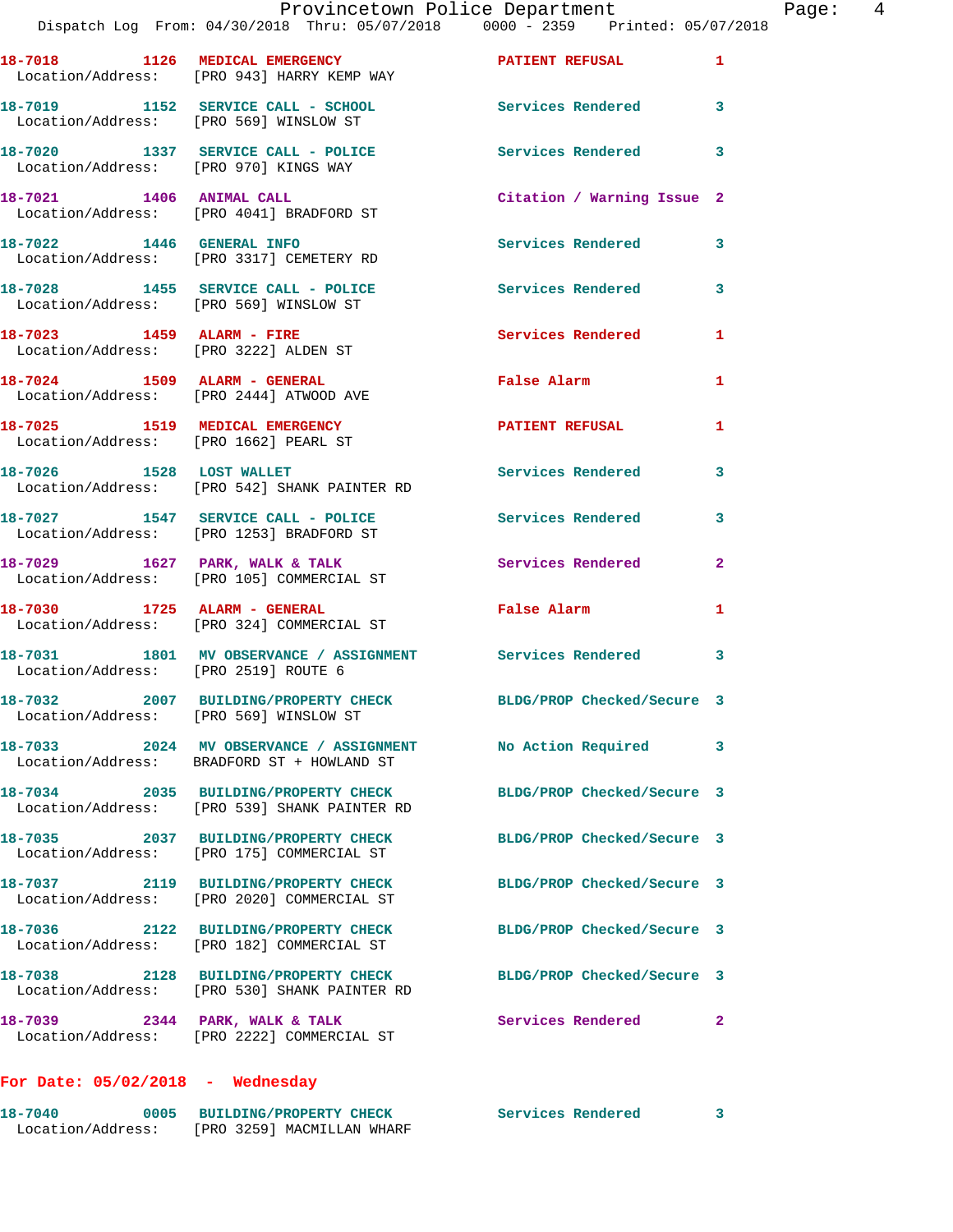| Call # | Time | Call Reason | Action | Priority |
|---|---|---|---|---|
| 18-7018 | 1126 | MEDICAL EMERGENCY | PATIENT REFUSAL | 1 |
| Location/Address: | | [PRO 943] HARRY KEMP WAY | | |
| 18-7019 | 1152 | SERVICE CALL - SCHOOL | Services Rendered | 3 |
| Location/Address: | | [PRO 569] WINSLOW ST | | |
| 18-7020 | 1337 | SERVICE CALL - POLICE | Services Rendered | 3 |
| Location/Address: | | [PRO 970] KINGS WAY | | |
| 18-7021 | 1406 | ANIMAL CALL | Citation / Warning Issue | 2 |
| Location/Address: | | [PRO 4041] BRADFORD ST | | |
| 18-7022 | 1446 | GENERAL INFO | Services Rendered | 3 |
| Location/Address: | | [PRO 3317] CEMETERY RD | | |
| 18-7028 | 1455 | SERVICE CALL - POLICE | Services Rendered | 3 |
| Location/Address: | | [PRO 569] WINSLOW ST | | |
| 18-7023 | 1459 | ALARM - FIRE | Services Rendered | 1 |
| Location/Address: | | [PRO 3222] ALDEN ST | | |
| 18-7024 | 1509 | ALARM - GENERAL | False Alarm | 1 |
| Location/Address: | | [PRO 2444] ATWOOD AVE | | |
| 18-7025 | 1519 | MEDICAL EMERGENCY | PATIENT REFUSAL | 1 |
| Location/Address: | | [PRO 1662] PEARL ST | | |
| 18-7026 | 1528 | LOST WALLET | Services Rendered | 3 |
| Location/Address: | | [PRO 542] SHANK PAINTER RD | | |
| 18-7027 | 1547 | SERVICE CALL - POLICE | Services Rendered | 3 |
| Location/Address: | | [PRO 1253] BRADFORD ST | | |
| 18-7029 | 1627 | PARK, WALK & TALK | Services Rendered | 2 |
| Location/Address: | | [PRO 105] COMMERCIAL ST | | |
| 18-7030 | 1725 | ALARM - GENERAL | False Alarm | 1 |
| Location/Address: | | [PRO 324] COMMERCIAL ST | | |
| 18-7031 | 1801 | MV OBSERVANCE / ASSIGNMENT | Services Rendered | 3 |
| Location/Address: | | [PRO 2519] ROUTE 6 | | |
| 18-7032 | 2007 | BUILDING/PROPERTY CHECK | BLDG/PROP Checked/Secure | 3 |
| Location/Address: | | [PRO 569] WINSLOW ST | | |
| 18-7033 | 2024 | MV OBSERVANCE / ASSIGNMENT | No Action Required | 3 |
| Location/Address: | | BRADFORD ST + HOWLAND ST | | |
| 18-7034 | 2035 | BUILDING/PROPERTY CHECK | BLDG/PROP Checked/Secure | 3 |
| Location/Address: | | [PRO 539] SHANK PAINTER RD | | |
| 18-7035 | 2037 | BUILDING/PROPERTY CHECK | BLDG/PROP Checked/Secure | 3 |
| Location/Address: | | [PRO 175] COMMERCIAL ST | | |
| 18-7037 | 2119 | BUILDING/PROPERTY CHECK | BLDG/PROP Checked/Secure | 3 |
| Location/Address: | | [PRO 2020] COMMERCIAL ST | | |
| 18-7036 | 2122 | BUILDING/PROPERTY CHECK | BLDG/PROP Checked/Secure | 3 |
| Location/Address: | | [PRO 182] COMMERCIAL ST | | |
| 18-7038 | 2128 | BUILDING/PROPERTY CHECK | BLDG/PROP Checked/Secure | 3 |
| Location/Address: | | [PRO 530] SHANK PAINTER RD | | |
| 18-7039 | 2344 | PARK, WALK & TALK | Services Rendered | 2 |
| Location/Address: | | [PRO 2222] COMMERCIAL ST | | |

**For Date: 05/02/2018 - Wednesday**

| Call # | Time | Call Reason | Action | Priority |
|---|---|---|---|---|
| 18-7040 | 0005 | BUILDING/PROPERTY CHECK | Services Rendered | 3 |
| Location/Address: | | [PRO 3259] MACMILLAN WHARF | | |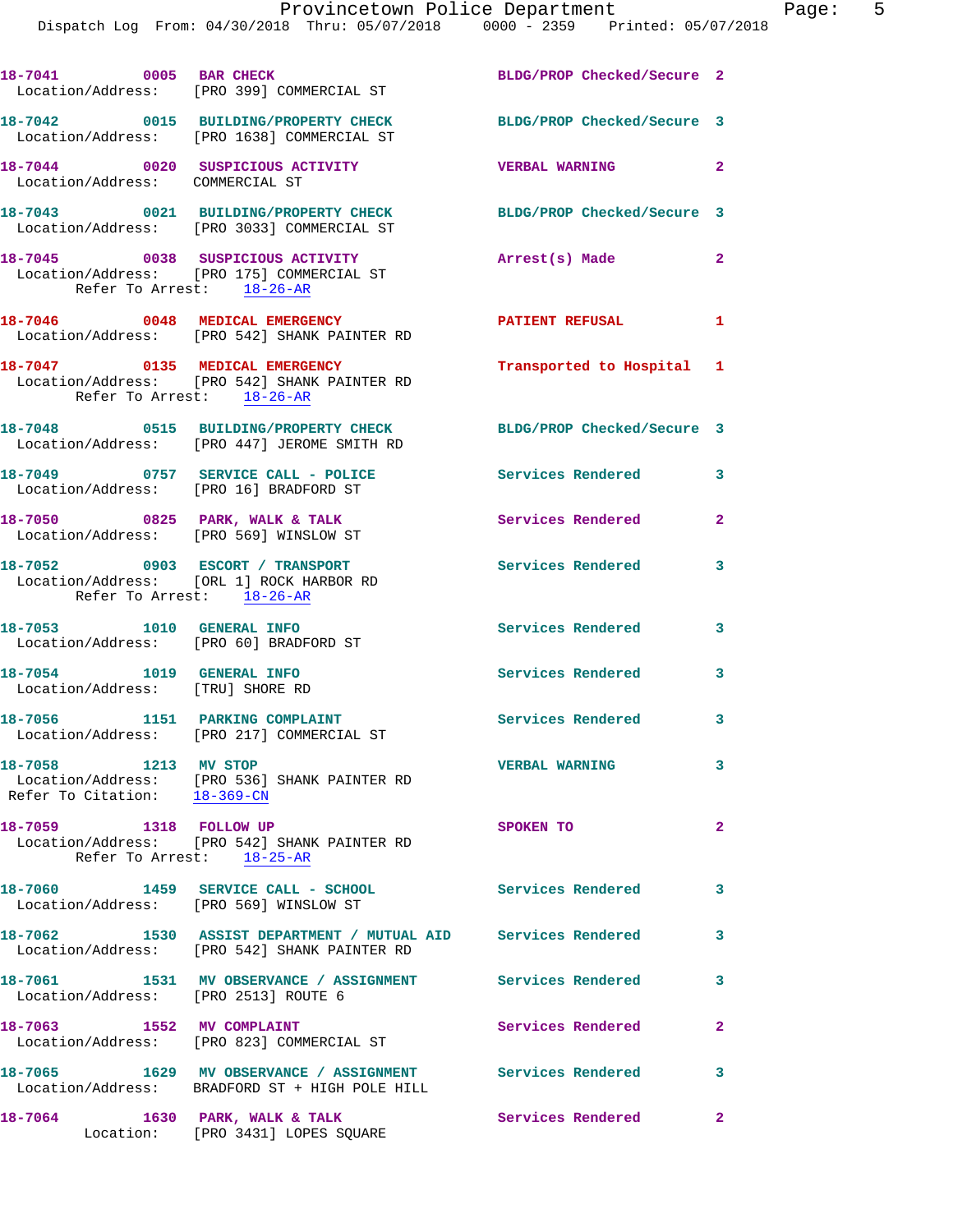**18-7041** 0005 **BAR CHECK** BLDG/PROP Checked/Secure 2
Location/Address: [PRO 399] COMMERCIAL ST

**18-7042** 0015 **BUILDING/PROPERTY CHECK** BLDG/PROP Checked/Secure 3
Location/Address: [PRO 1638] COMMERCIAL ST

**18-7044** 0020 **SUSPICIOUS ACTIVITY** VERBAL WARNING 2
Location/Address: COMMERCIAL ST

**18-7043** 0021 **BUILDING/PROPERTY CHECK** BLDG/PROP Checked/Secure 3
Location/Address: [PRO 3033] COMMERCIAL ST

**18-7045** 0038 **SUSPICIOUS ACTIVITY** Arrest(s) Made 2
Location/Address: [PRO 175] COMMERCIAL ST
Refer To Arrest: 18-26-AR

**18-7046** 0048 **MEDICAL EMERGENCY** PATIENT REFUSAL 1
Location/Address: [PRO 542] SHANK PAINTER RD

**18-7047** 0135 **MEDICAL EMERGENCY** Transported to Hospital 1
Location/Address: [PRO 542] SHANK PAINTER RD
Refer To Arrest: 18-26-AR

**18-7048** 0515 **BUILDING/PROPERTY CHECK** BLDG/PROP Checked/Secure 3
Location/Address: [PRO 447] JEROME SMITH RD

**18-7049** 0757 **SERVICE CALL - POLICE** Services Rendered 3
Location/Address: [PRO 16] BRADFORD ST

**18-7050** 0825 **PARK, WALK & TALK** Services Rendered 2
Location/Address: [PRO 569] WINSLOW ST

**18-7052** 0903 **ESCORT / TRANSPORT** Services Rendered 3
Location/Address: [ORL 1] ROCK HARBOR RD
Refer To Arrest: 18-26-AR

**18-7053** 1010 **GENERAL INFO** Services Rendered 3
Location/Address: [PRO 60] BRADFORD ST

**18-7054** 1019 **GENERAL INFO** Services Rendered 3
Location/Address: [TRU] SHORE RD

**18-7056** 1151 **PARKING COMPLAINT** Services Rendered 3
Location/Address: [PRO 217] COMMERCIAL ST

**18-7058** 1213 **MV STOP** VERBAL WARNING 3
Location/Address: [PRO 536] SHANK PAINTER RD
Refer To Citation: 18-369-CN

**18-7059** 1318 **FOLLOW UP** SPOKEN TO 2
Location/Address: [PRO 542] SHANK PAINTER RD
Refer To Arrest: 18-25-AR

**18-7060** 1459 **SERVICE CALL - SCHOOL** Services Rendered 3
Location/Address: [PRO 569] WINSLOW ST

**18-7062** 1530 **ASSIST DEPARTMENT / MUTUAL AID** Services Rendered 3
Location/Address: [PRO 542] SHANK PAINTER RD

**18-7061** 1531 **MV OBSERVANCE / ASSIGNMENT** Services Rendered 3
Location/Address: [PRO 2513] ROUTE 6

**18-7063** 1552 **MV COMPLAINT** Services Rendered 2
Location/Address: [PRO 823] COMMERCIAL ST

**18-7065** 1629 **MV OBSERVANCE / ASSIGNMENT** Services Rendered 3
Location/Address: BRADFORD ST + HIGH POLE HILL

**18-7064** 1630 **PARK, WALK & TALK** Services Rendered 2
Location: [PRO 3431] LOPES SQUARE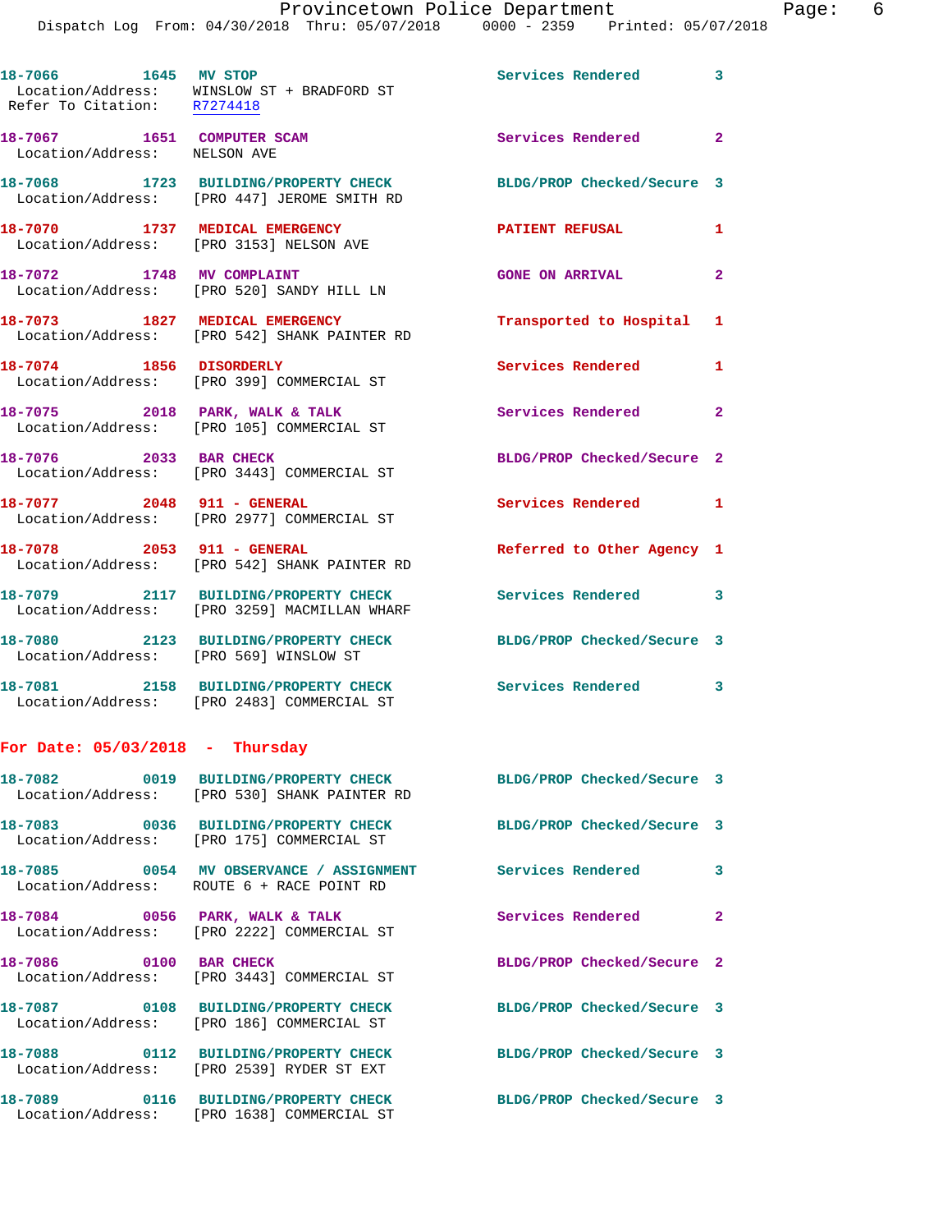18-7066 1645 MV STOP Services Rendered 3
 Location/Address: WINSLOW ST + BRADFORD ST
 Refer To Citation: R7274418

18-7067 1651 COMPUTER SCAM Services Rendered 2
 Location/Address: NELSON AVE

18-7068 1723 BUILDING/PROPERTY CHECK BLDG/PROP Checked/Secure 3
 Location/Address: [PRO 447] JEROME SMITH RD

18-7070 1737 MEDICAL EMERGENCY PATIENT REFUSAL 1
 Location/Address: [PRO 3153] NELSON AVE

18-7072 1748 MV COMPLAINT GONE ON ARRIVAL 2
 Location/Address: [PRO 520] SANDY HILL LN

18-7073 1827 MEDICAL EMERGENCY Transported to Hospital 1
 Location/Address: [PRO 542] SHANK PAINTER RD

18-7074 1856 DISORDERLY Services Rendered 1
 Location/Address: [PRO 399] COMMERCIAL ST

18-7075 2018 PARK, WALK & TALK Services Rendered 2
 Location/Address: [PRO 105] COMMERCIAL ST

18-7076 2033 BAR CHECK BLDG/PROP Checked/Secure 2
 Location/Address: [PRO 3443] COMMERCIAL ST

18-7077 2048 911 - GENERAL Services Rendered 1
 Location/Address: [PRO 2977] COMMERCIAL ST

18-7078 2053 911 - GENERAL Referred to Other Agency 1
 Location/Address: [PRO 542] SHANK PAINTER RD

18-7079 2117 BUILDING/PROPERTY CHECK Services Rendered 3
 Location/Address: [PRO 3259] MACMILLAN WHARF

18-7080 2123 BUILDING/PROPERTY CHECK BLDG/PROP Checked/Secure 3
 Location/Address: [PRO 569] WINSLOW ST

18-7081 2158 BUILDING/PROPERTY CHECK Services Rendered 3
 Location/Address: [PRO 2483] COMMERCIAL ST

**For Date: 05/03/2018 - Thursday**

18-7082 0019 BUILDING/PROPERTY CHECK BLDG/PROP Checked/Secure 3
 Location/Address: [PRO 530] SHANK PAINTER RD

18-7083 0036 BUILDING/PROPERTY CHECK BLDG/PROP Checked/Secure 3
 Location/Address: [PRO 175] COMMERCIAL ST

18-7085 0054 MV OBSERVANCE / ASSIGNMENT Services Rendered 3
 Location/Address: ROUTE 6 + RACE POINT RD

18-7084 0056 PARK, WALK & TALK Services Rendered 2
 Location/Address: [PRO 2222] COMMERCIAL ST

18-7086 0100 BAR CHECK BLDG/PROP Checked/Secure 2
 Location/Address: [PRO 3443] COMMERCIAL ST

18-7087 0108 BUILDING/PROPERTY CHECK BLDG/PROP Checked/Secure 3
 Location/Address: [PRO 186] COMMERCIAL ST

18-7088 0112 BUILDING/PROPERTY CHECK BLDG/PROP Checked/Secure 3
 Location/Address: [PRO 2539] RYDER ST EXT

18-7089 0116 BUILDING/PROPERTY CHECK BLDG/PROP Checked/Secure 3
 Location/Address: [PRO 1638] COMMERCIAL ST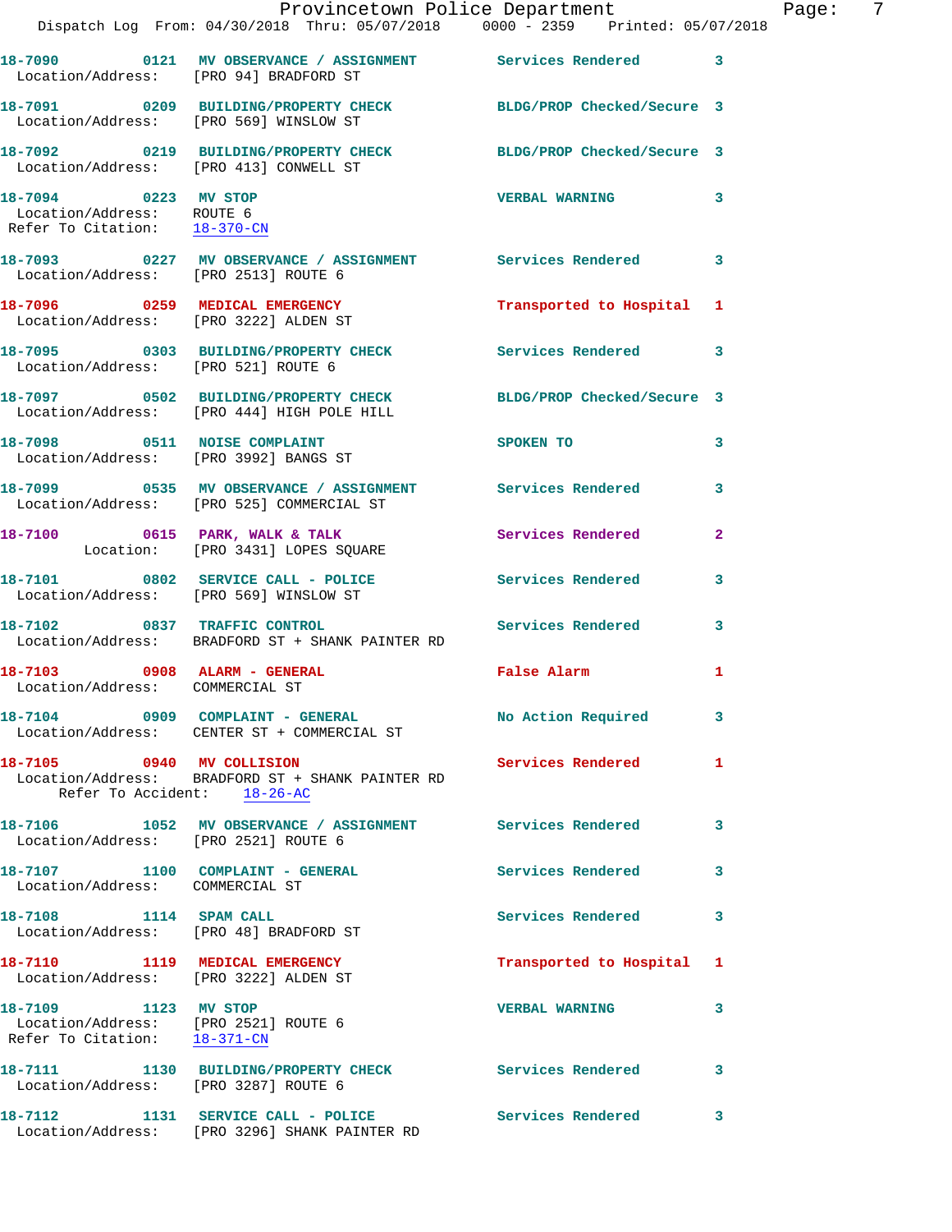Provincetown Police Department
Dispatch Log From: 04/30/2018 Thru: 05/07/2018 0000 - 2359 Printed: 05/07/2018

```
18-7090        0121   MV OBSERVATION / ASSIGNMENT         Services Rendered        3
 Location/Address:    [PRO 94] BRADFORD ST

18-7091        0209   BUILDING/PROPERTY CHECK             BLDG/PROP Checked/Secure 3
 Location/Address:    [PRO 569] WINSLOW ST

18-7092        0219   BUILDING/PROPERTY CHECK             BLDG/PROP Checked/Secure 3
 Location/Address:    [PRO 413] CONWELL ST

18-7094        0223   MV STOP                             VERBAL WARNING           3
 Location/Address:    ROUTE 6
 Refer To Citation:   18-370-CN

18-7093        0227   MV OBSERVATION / ASSIGNMENT         Services Rendered        3
 Location/Address:    [PRO 2513] ROUTE 6

18-7096        0259   MEDICAL EMERGENCY                   Transported to Hospital  1
 Location/Address:    [PRO 3222] ALDEN ST

18-7095        0303   BUILDING/PROPERTY CHECK             Services Rendered        3
 Location/Address:    [PRO 521] ROUTE 6

18-7097        0502   BUILDING/PROPERTY CHECK             BLDG/PROP Checked/Secure 3
 Location/Address:    [PRO 444] HIGH POLE HILL

18-7098        0511   NOISE COMPLAINT                     SPOKEN TO                3
 Location/Address:    [PRO 3992] BANGS ST

18-7099        0535   MV OBSERVATION / ASSIGNMENT         Services Rendered        3
 Location/Address:    [PRO 525] COMMERCIAL ST

18-7100        0615   PARK, WALK & TALK                   Services Rendered        2
         Location:    [PRO 3431] LOPES SQUARE

18-7101        0802   SERVICE CALL - POLICE               Services Rendered        3
 Location/Address:    [PRO 569] WINSLOW ST

18-7102        0837   TRAFFIC CONTROL                     Services Rendered        3
 Location/Address:    BRADFORD ST + SHANK PAINTER RD

18-7103        0908   ALARM - GENERAL                     False Alarm              1
 Location/Address:    COMMERCIAL ST

18-7104        0909   COMPLAINT - GENERAL                 No Action Required       3
 Location/Address:    CENTER ST + COMMERCIAL ST

18-7105        0940   MV COLLISION                        Services Rendered        1
 Location/Address:    BRADFORD ST + SHANK PAINTER RD
      Refer To Accident:   18-26-AC

18-7106        1052   MV OBSERVATION / ASSIGNMENT         Services Rendered        3
 Location/Address:    [PRO 2521] ROUTE 6

18-7107        1100   COMPLAINT - GENERAL                 Services Rendered        3
 Location/Address:    COMMERCIAL ST

18-7108        1114   SPAM CALL                           Services Rendered        3
 Location/Address:    [PRO 48] BRADFORD ST

18-7110        1119   MEDICAL EMERGENCY                   Transported to Hospital  1
 Location/Address:    [PRO 3222] ALDEN ST

18-7109        1123   MV STOP                             VERBAL WARNING           3
 Location/Address:    [PRO 2521] ROUTE 6
 Refer To Citation:   18-371-CN

18-7111        1130   BUILDING/PROPERTY CHECK             Services Rendered        3
 Location/Address:    [PRO 3287] ROUTE 6

18-7112        1131   SERVICE CALL - POLICE               Services Rendered        3
 Location/Address:    [PRO 3296] SHANK PAINTER RD
```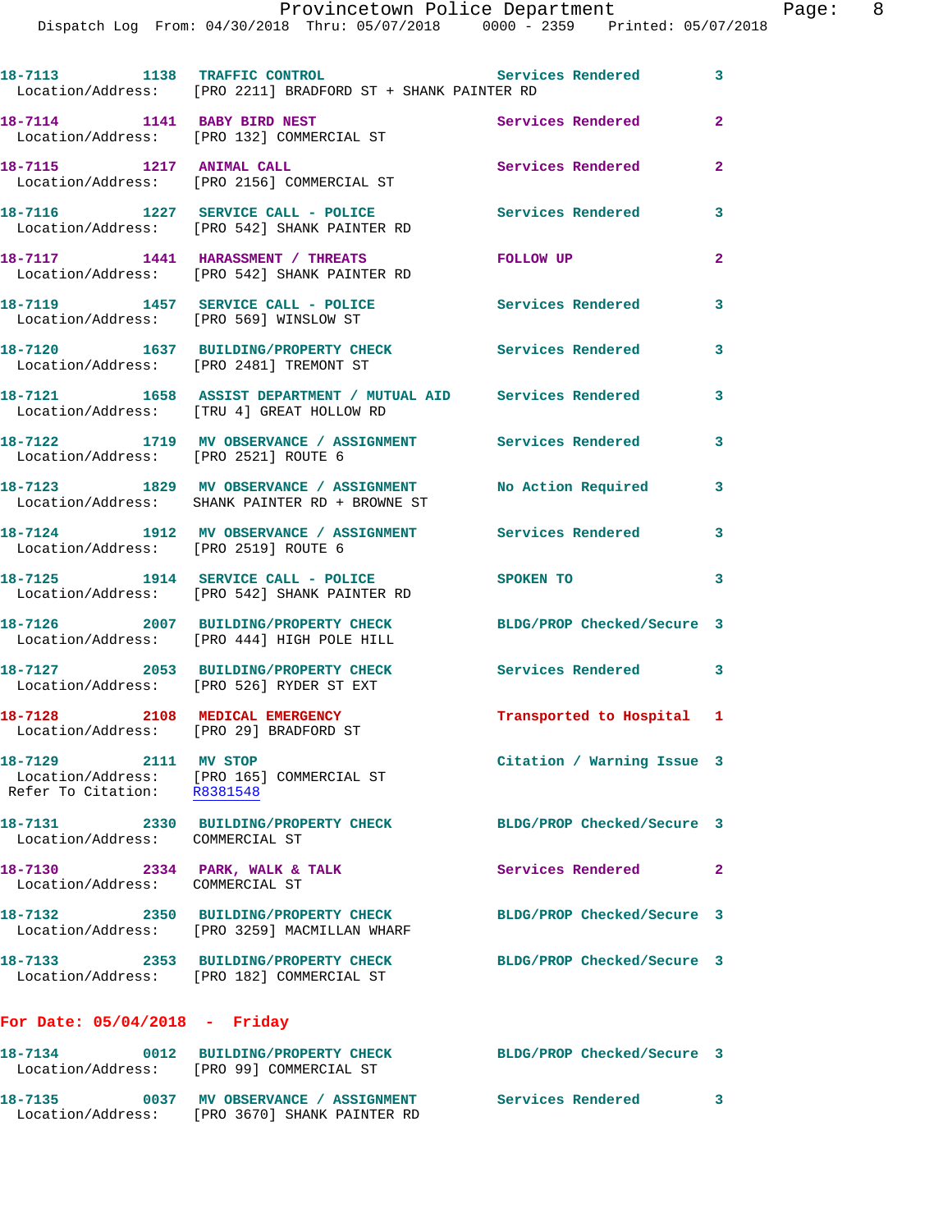18-7113 1138 TRAFFIC CONTROL Services Rendered 3
Location/Address: [PRO 2211] BRADFORD ST + SHANK PAINTER RD

18-7114 1141 BABY BIRD NEST Services Rendered 2
Location/Address: [PRO 132] COMMERCIAL ST

18-7115 1217 ANIMAL CALL Services Rendered 2
Location/Address: [PRO 2156] COMMERCIAL ST

18-7116 1227 SERVICE CALL - POLICE Services Rendered 3
Location/Address: [PRO 542] SHANK PAINTER RD

18-7117 1441 HARASSMENT / THREATS FOLLOW UP 2
Location/Address: [PRO 542] SHANK PAINTER RD

18-7119 1457 SERVICE CALL - POLICE Services Rendered 3
Location/Address: [PRO 569] WINSLOW ST

18-7120 1637 BUILDING/PROPERTY CHECK Services Rendered 3
Location/Address: [PRO 2481] TREMONT ST

18-7121 1658 ASSIST DEPARTMENT / MUTUAL AID Services Rendered 3
Location/Address: [TRU 4] GREAT HOLLOW RD

18-7122 1719 MV OBSERVANCE / ASSIGNMENT Services Rendered 3
Location/Address: [PRO 2521] ROUTE 6

18-7123 1829 MV OBSERVANCE / ASSIGNMENT No Action Required 3
Location/Address: SHANK PAINTER RD + BROWNE ST

18-7124 1912 MV OBSERVANCE / ASSIGNMENT Services Rendered 3
Location/Address: [PRO 2519] ROUTE 6

18-7125 1914 SERVICE CALL - POLICE SPOKEN TO 3
Location/Address: [PRO 542] SHANK PAINTER RD

18-7126 2007 BUILDING/PROPERTY CHECK BLDG/PROP Checked/Secure 3
Location/Address: [PRO 444] HIGH POLE HILL

18-7127 2053 BUILDING/PROPERTY CHECK Services Rendered 3
Location/Address: [PRO 526] RYDER ST EXT

18-7128 2108 MEDICAL EMERGENCY Transported to Hospital 1
Location/Address: [PRO 29] BRADFORD ST

18-7129 2111 MV STOP Citation / Warning Issue 3
Location/Address: [PRO 165] COMMERCIAL ST
Refer To Citation: R8381548

18-7131 2330 BUILDING/PROPERTY CHECK BLDG/PROP Checked/Secure 3
Location/Address: COMMERCIAL ST

18-7130 2334 PARK, WALK & TALK Services Rendered 2
Location/Address: COMMERCIAL ST

18-7132 2350 BUILDING/PROPERTY CHECK BLDG/PROP Checked/Secure 3
Location/Address: [PRO 3259] MACMILLAN WHARF

18-7133 2353 BUILDING/PROPERTY CHECK BLDG/PROP Checked/Secure 3
Location/Address: [PRO 182] COMMERCIAL ST

**For Date: 05/04/2018 - Friday**

18-7134 0012 BUILDING/PROPERTY CHECK BLDG/PROP Checked/Secure 3
Location/Address: [PRO 99] COMMERCIAL ST

18-7135 0037 MV OBSERVANCE / ASSIGNMENT Services Rendered 3
Location/Address: [PRO 3670] SHANK PAINTER RD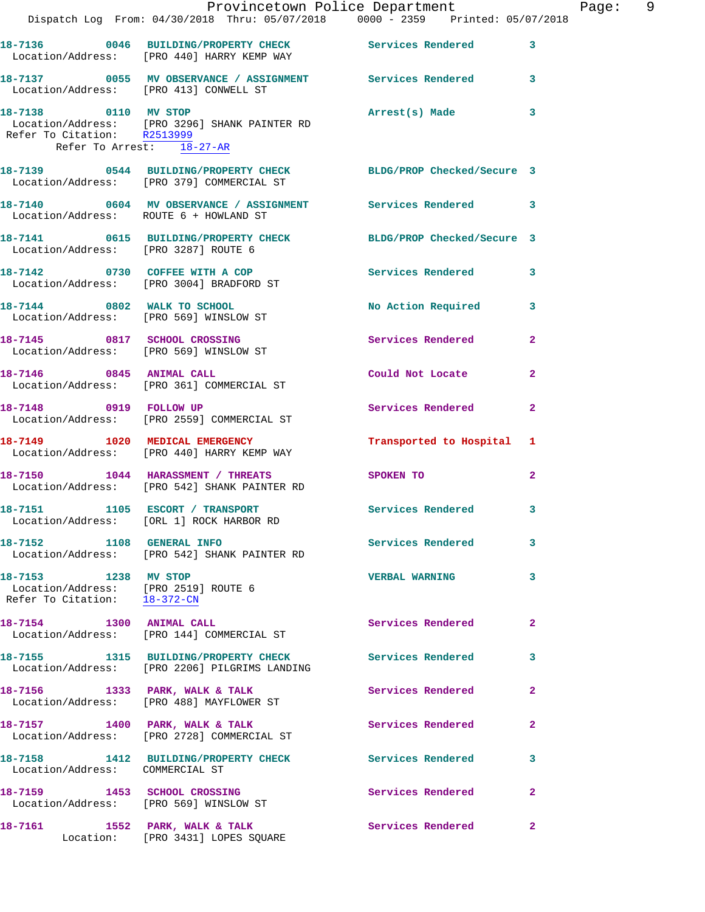18-7136 0046 BUILDING/PROPERTY CHECK Services Rendered 3
Location/Address: [PRO 440] HARRY KEMP WAY

18-7137 0055 MV OBSERVANCE / ASSIGNMENT Services Rendered 3
Location/Address: [PRO 413] CONWELL ST

18-7138 0110 MV STOP Arrest(s) Made 3
Location/Address: [PRO 3296] SHANK PAINTER RD
Refer To Citation: R2513999
Refer To Arrest: 18-27-AR

18-7139 0544 BUILDING/PROPERTY CHECK BLDG/PROP Checked/Secure 3
Location/Address: [PRO 379] COMMERCIAL ST

18-7140 0604 MV OBSERVANCE / ASSIGNMENT Services Rendered 3
Location/Address: ROUTE 6 + HOWLAND ST

18-7141 0615 BUILDING/PROPERTY CHECK BLDG/PROP Checked/Secure 3
Location/Address: [PRO 3287] ROUTE 6

18-7142 0730 COFFEE WITH A COP Services Rendered 3
Location/Address: [PRO 3004] BRADFORD ST

18-7144 0802 WALK TO SCHOOL No Action Required 3
Location/Address: [PRO 569] WINSLOW ST

18-7145 0817 SCHOOL CROSSING Services Rendered 2
Location/Address: [PRO 569] WINSLOW ST

18-7146 0845 ANIMAL CALL Could Not Locate 2
Location/Address: [PRO 361] COMMERCIAL ST

18-7148 0919 FOLLOW UP Services Rendered 2
Location/Address: [PRO 2559] COMMERCIAL ST

18-7149 1020 MEDICAL EMERGENCY Transported to Hospital 1
Location/Address: [PRO 440] HARRY KEMP WAY

18-7150 1044 HARASSMENT / THREATS SPOKEN TO 2
Location/Address: [PRO 542] SHANK PAINTER RD

18-7151 1105 ESCORT / TRANSPORT Services Rendered 3
Location/Address: [ORL 1] ROCK HARBOR RD

18-7152 1108 GENERAL INFO Services Rendered 3
Location/Address: [PRO 542] SHANK PAINTER RD

18-7153 1238 MV STOP VERBAL WARNING 3
Location/Address: [PRO 2519] ROUTE 6
Refer To Citation: 18-372-CN

18-7154 1300 ANIMAL CALL Services Rendered 2
Location/Address: [PRO 144] COMMERCIAL ST

18-7155 1315 BUILDING/PROPERTY CHECK Services Rendered 3
Location/Address: [PRO 2206] PILGRIMS LANDING

18-7156 1333 PARK, WALK & TALK Services Rendered 2
Location/Address: [PRO 488] MAYFLOWER ST

18-7157 1400 PARK, WALK & TALK Services Rendered 2
Location/Address: [PRO 2728] COMMERCIAL ST

18-7158 1412 BUILDING/PROPERTY CHECK Services Rendered 3
Location/Address: COMMERCIAL ST

18-7159 1453 SCHOOL CROSSING Services Rendered 2
Location/Address: [PRO 569] WINSLOW ST

18-7161 1552 PARK, WALK & TALK Services Rendered 2
Location: [PRO 3431] LOPES SQUARE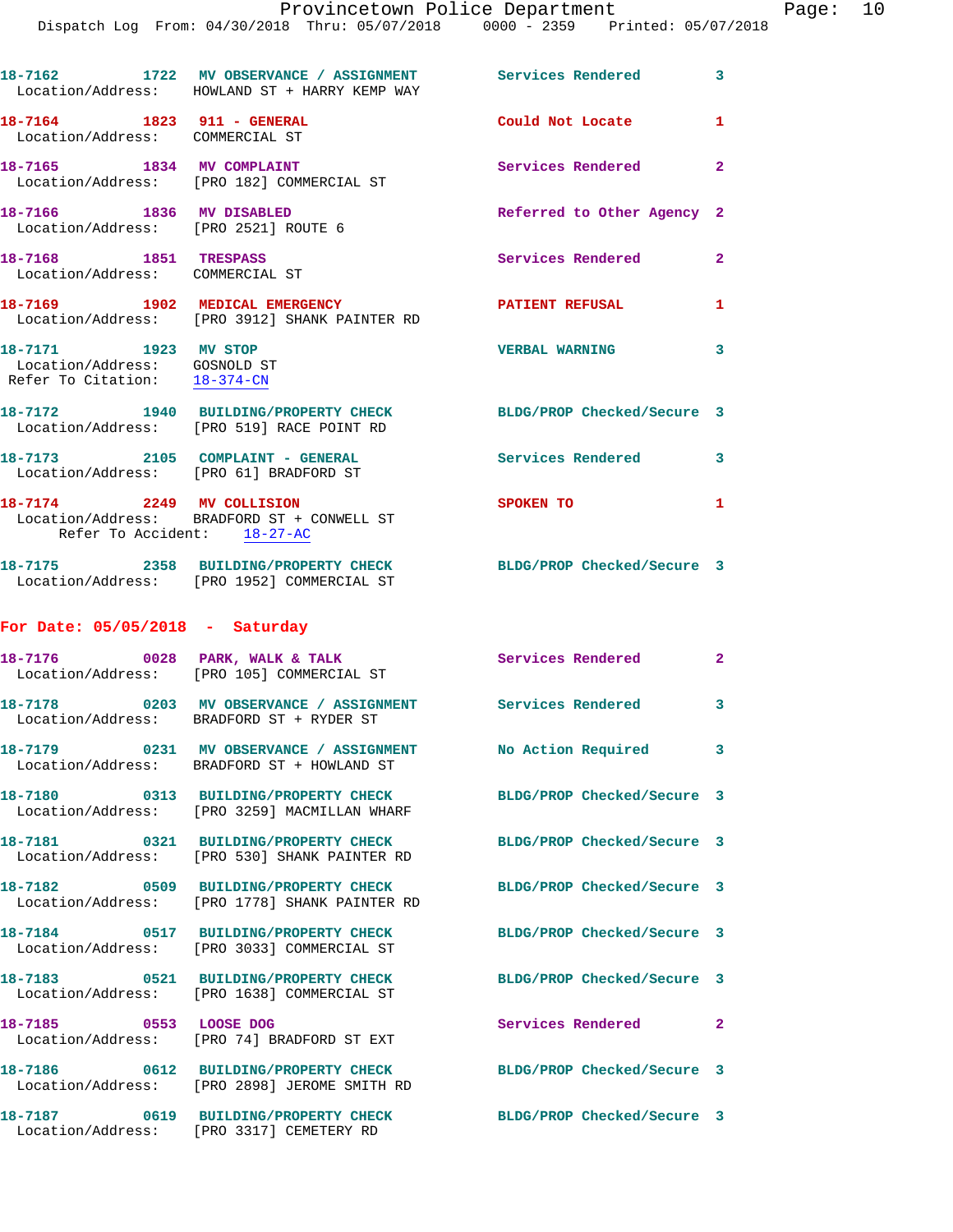18-7162 1722 MV OBSERVANCE / ASSIGNMENT Services Rendered 3
Location/Address: HOWLAND ST + HARRY KEMP WAY

18-7164 1823 911 - GENERAL Could Not Locate 1
Location/Address: COMMERCIAL ST

18-7165 1834 MV COMPLAINT Services Rendered 2
Location/Address: [PRO 182] COMMERCIAL ST

18-7166 1836 MV DISABLED Referred to Other Agency 2
Location/Address: [PRO 2521] ROUTE 6

18-7168 1851 TRESPASS Services Rendered 2
Location/Address: COMMERCIAL ST

18-7169 1902 MEDICAL EMERGENCY PATIENT REFUSAL 1
Location/Address: [PRO 3912] SHANK PAINTER RD

18-7171 1923 MV STOP VERBAL WARNING 3
Location/Address: GOSNOLD ST
Refer To Citation: 18-374-CN

18-7172 1940 BUILDING/PROPERTY CHECK BLDG/PROP Checked/Secure 3
Location/Address: [PRO 519] RACE POINT RD

18-7173 2105 COMPLAINT - GENERAL Services Rendered 3
Location/Address: [PRO 61] BRADFORD ST

18-7174 2249 MV COLLISION SPOKEN TO 1
Location/Address: BRADFORD ST + CONWELL ST
Refer To Accident: 18-27-AC

18-7175 2358 BUILDING/PROPERTY CHECK BLDG/PROP Checked/Secure 3
Location/Address: [PRO 1952] COMMERCIAL ST

## For Date: 05/05/2018 - Saturday

18-7176 0028 PARK, WALK & TALK Services Rendered 2
Location/Address: [PRO 105] COMMERCIAL ST

18-7178 0203 MV OBSERVANCE / ASSIGNMENT Services Rendered 3
Location/Address: BRADFORD ST + RYDER ST

18-7179 0231 MV OBSERVANCE / ASSIGNMENT No Action Required 3
Location/Address: BRADFORD ST + HOWLAND ST

18-7180 0313 BUILDING/PROPERTY CHECK BLDG/PROP Checked/Secure 3
Location/Address: [PRO 3259] MACMILLAN WHARF

18-7181 0321 BUILDING/PROPERTY CHECK BLDG/PROP Checked/Secure 3
Location/Address: [PRO 530] SHANK PAINTER RD

18-7182 0509 BUILDING/PROPERTY CHECK BLDG/PROP Checked/Secure 3
Location/Address: [PRO 1778] SHANK PAINTER RD

18-7184 0517 BUILDING/PROPERTY CHECK BLDG/PROP Checked/Secure 3
Location/Address: [PRO 3033] COMMERCIAL ST

18-7183 0521 BUILDING/PROPERTY CHECK BLDG/PROP Checked/Secure 3
Location/Address: [PRO 1638] COMMERCIAL ST

18-7185 0553 LOOSE DOG Services Rendered 2
Location/Address: [PRO 74] BRADFORD ST EXT

18-7186 0612 BUILDING/PROPERTY CHECK BLDG/PROP Checked/Secure 3
Location/Address: [PRO 2898] JEROME SMITH RD

18-7187 0619 BUILDING/PROPERTY CHECK BLDG/PROP Checked/Secure 3
Location/Address: [PRO 3317] CEMETERY RD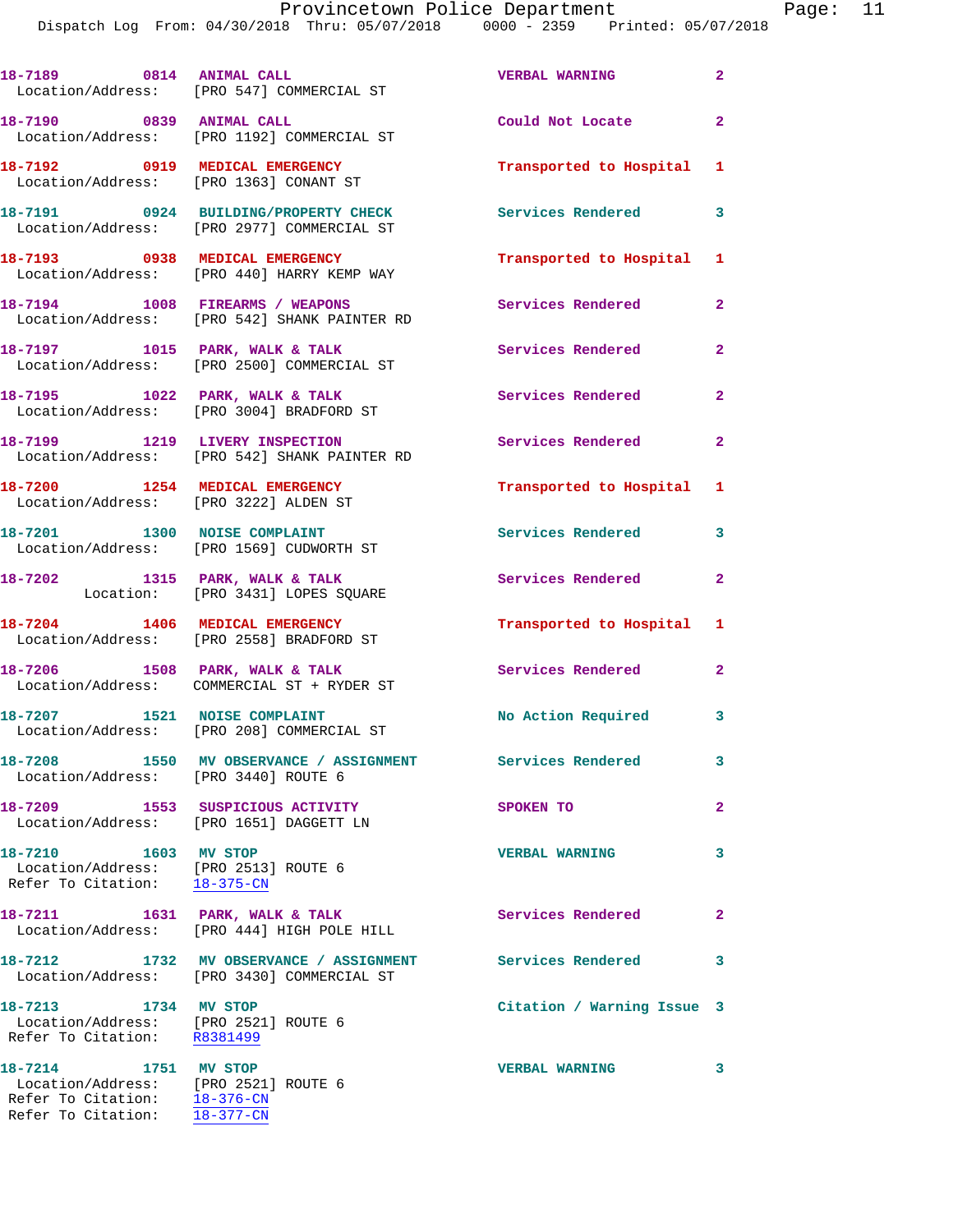18-7189 0814 ANIMAL CALL VERBAL WARNING 2
Location/Address: [PRO 547] COMMERCIAL ST

18-7190 0839 ANIMAL CALL Could Not Locate 2
Location/Address: [PRO 1192] COMMERCIAL ST

18-7192 0919 MEDICAL EMERGENCY Transported to Hospital 1
Location/Address: [PRO 1363] CONANT ST

18-7191 0924 BUILDING/PROPERTY CHECK Services Rendered 3
Location/Address: [PRO 2977] COMMERCIAL ST

18-7193 0938 MEDICAL EMERGENCY Transported to Hospital 1
Location/Address: [PRO 440] HARRY KEMP WAY

18-7194 1008 FIREARMS / WEAPONS Services Rendered 2
Location/Address: [PRO 542] SHANK PAINTER RD

18-7197 1015 PARK, WALK & TALK Services Rendered 2
Location/Address: [PRO 2500] COMMERCIAL ST

18-7195 1022 PARK, WALK & TALK Services Rendered 2
Location/Address: [PRO 3004] BRADFORD ST

18-7199 1219 LIVERY INSPECTION Services Rendered 2
Location/Address: [PRO 542] SHANK PAINTER RD

18-7200 1254 MEDICAL EMERGENCY Transported to Hospital 1
Location/Address: [PRO 3222] ALDEN ST

18-7201 1300 NOISE COMPLAINT Services Rendered 3
Location/Address: [PRO 1569] CUDWORTH ST

18-7202 1315 PARK, WALK & TALK Services Rendered 2
Location: [PRO 3431] LOPES SQUARE

18-7204 1406 MEDICAL EMERGENCY Transported to Hospital 1
Location/Address: [PRO 2558] BRADFORD ST

18-7206 1508 PARK, WALK & TALK Services Rendered 2
Location/Address: COMMERCIAL ST + RYDER ST

18-7207 1521 NOISE COMPLAINT No Action Required 3
Location/Address: [PRO 208] COMMERCIAL ST

18-7208 1550 MV OBSERVANCE / ASSIGNMENT Services Rendered 3
Location/Address: [PRO 3440] ROUTE 6

18-7209 1553 SUSPICIOUS ACTIVITY SPOKEN TO 2
Location/Address: [PRO 1651] DAGGETT LN

18-7210 1603 MV STOP VERBAL WARNING 3
Location/Address: [PRO 2513] ROUTE 6
Refer To Citation: 18-375-CN

18-7211 1631 PARK, WALK & TALK Services Rendered 2
Location/Address: [PRO 444] HIGH POLE HILL

18-7212 1732 MV OBSERVANCE / ASSIGNMENT Services Rendered 3
Location/Address: [PRO 3430] COMMERCIAL ST

18-7213 1734 MV STOP Citation / Warning Issue 3
Location/Address: [PRO 2521] ROUTE 6
Refer To Citation: R8381499

18-7214 1751 MV STOP VERBAL WARNING 3
Location/Address: [PRO 2521] ROUTE 6
Refer To Citation: 18-376-CN
Refer To Citation: 18-377-CN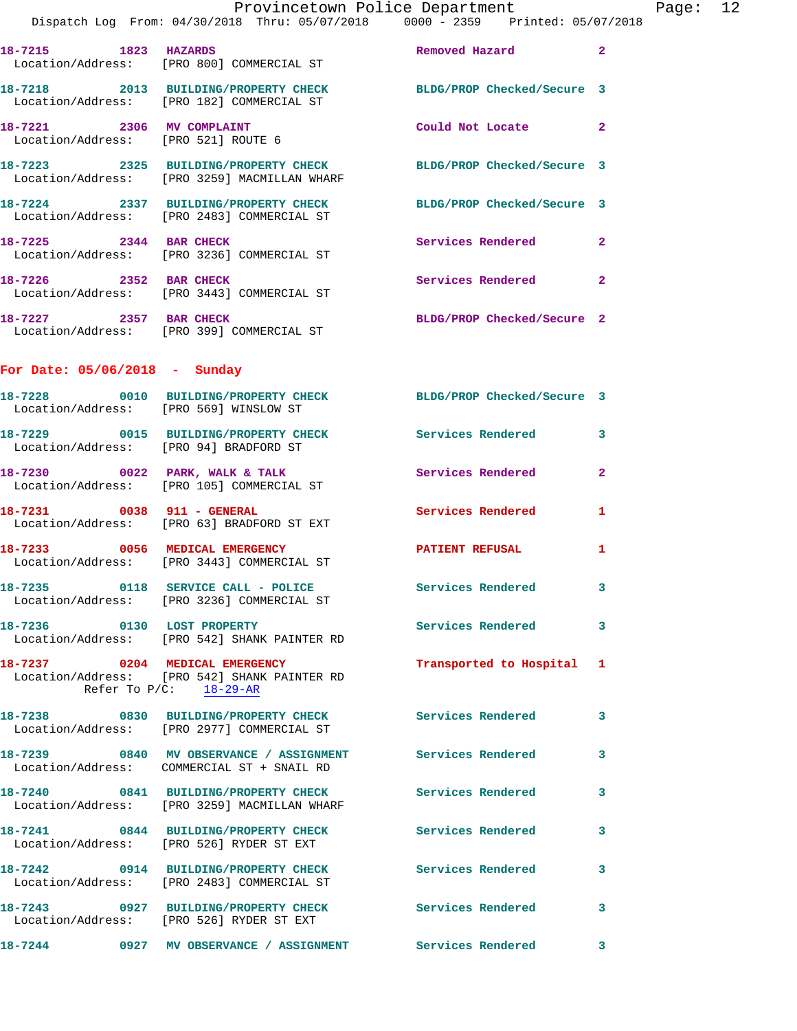18-7215 1823 HAZARDS Removed Hazard 2
Location/Address: [PRO 800] COMMERCIAL ST

18-7218 2013 BUILDING/PROPERTY CHECK BLDG/PROP Checked/Secure 3
Location/Address: [PRO 182] COMMERCIAL ST

18-7221 2306 MV COMPLAINT Could Not Locate 2
Location/Address: [PRO 521] ROUTE 6

18-7223 2325 BUILDING/PROPERTY CHECK BLDG/PROP Checked/Secure 3
Location/Address: [PRO 3259] MACMILLAN WHARF

18-7224 2337 BUILDING/PROPERTY CHECK BLDG/PROP Checked/Secure 3
Location/Address: [PRO 2483] COMMERCIAL ST

18-7225 2344 BAR CHECK Services Rendered 2
Location/Address: [PRO 3236] COMMERCIAL ST

18-7226 2352 BAR CHECK Services Rendered 2
Location/Address: [PRO 3443] COMMERCIAL ST

18-7227 2357 BAR CHECK BLDG/PROP Checked/Secure 2
Location/Address: [PRO 399] COMMERCIAL ST

**For Date: 05/06/2018 - Sunday**

18-7228 0010 BUILDING/PROPERTY CHECK BLDG/PROP Checked/Secure 3
Location/Address: [PRO 569] WINSLOW ST

18-7229 0015 BUILDING/PROPERTY CHECK Services Rendered 3
Location/Address: [PRO 94] BRADFORD ST

18-7230 0022 PARK, WALK & TALK Services Rendered 2
Location/Address: [PRO 105] COMMERCIAL ST

18-7231 0038 911 - GENERAL Services Rendered 1
Location/Address: [PRO 63] BRADFORD ST EXT

18-7233 0056 MEDICAL EMERGENCY PATIENT REFUSAL 1
Location/Address: [PRO 3443] COMMERCIAL ST

18-7235 0118 SERVICE CALL - POLICE Services Rendered 3
Location/Address: [PRO 3236] COMMERCIAL ST

18-7236 0130 LOST PROPERTY Services Rendered 3
Location/Address: [PRO 542] SHANK PAINTER RD

18-7237 0204 MEDICAL EMERGENCY Transported to Hospital 1
Location/Address: [PRO 542] SHANK PAINTER RD
Refer To P/C: 18-29-AR

18-7238 0830 BUILDING/PROPERTY CHECK Services Rendered 3
Location/Address: [PRO 2977] COMMERCIAL ST

18-7239 0840 MV OBSERVANCE / ASSIGNMENT Services Rendered 3
Location/Address: COMMERCIAL ST + SNAIL RD

18-7240 0841 BUILDING/PROPERTY CHECK Services Rendered 3
Location/Address: [PRO 3259] MACMILLAN WHARF

18-7241 0844 BUILDING/PROPERTY CHECK Services Rendered 3
Location/Address: [PRO 526] RYDER ST EXT

18-7242 0914 BUILDING/PROPERTY CHECK Services Rendered 3
Location/Address: [PRO 2483] COMMERCIAL ST

18-7243 0927 BUILDING/PROPERTY CHECK Services Rendered 3
Location/Address: [PRO 526] RYDER ST EXT

18-7244 0927 MV OBSERVANCE / ASSIGNMENT Services Rendered 3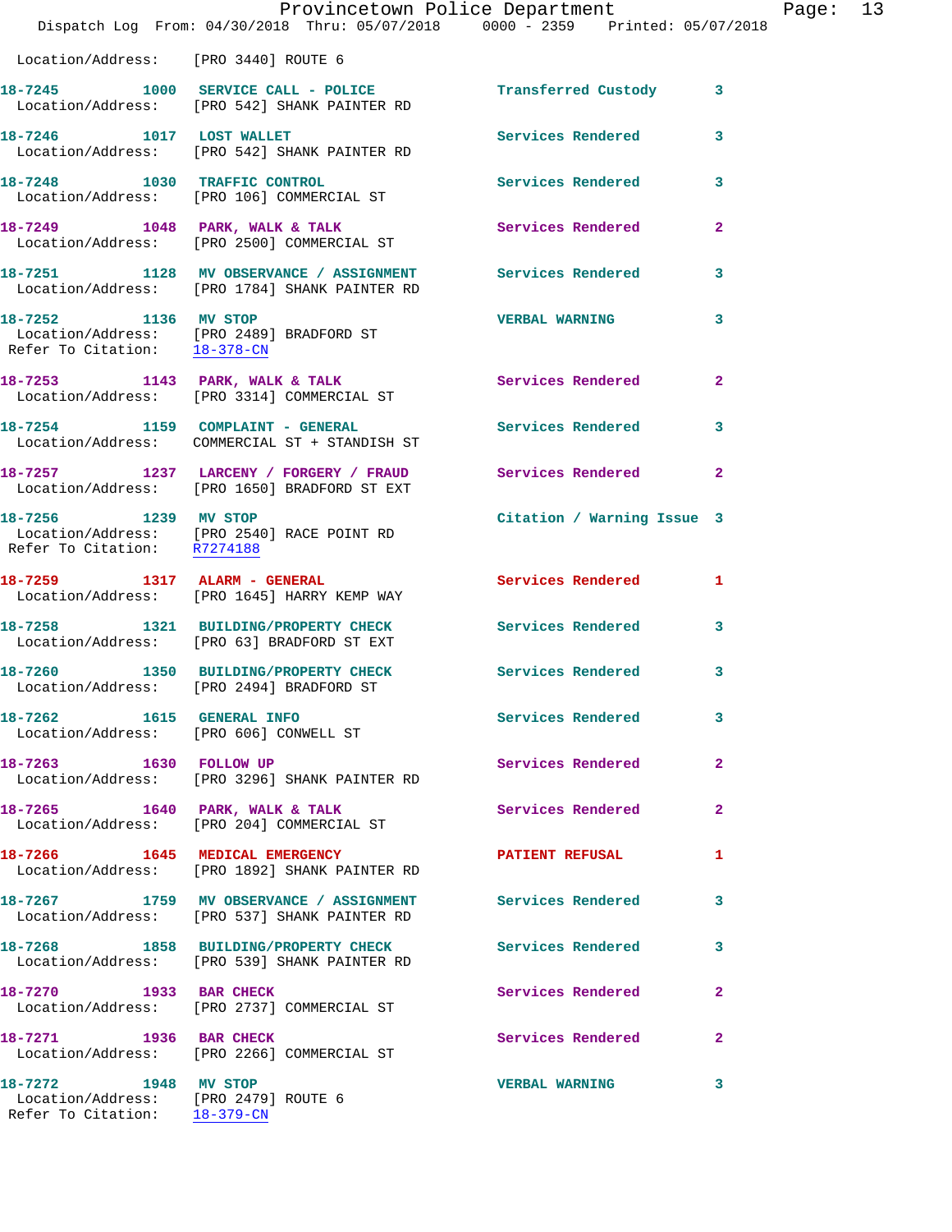Location/Address: [PRO 3440] ROUTE 6

**18-7245** 1000 **SERVICE CALL - POLICE** Transferred Custody 3
Location/Address: [PRO 542] SHANK PAINTER RD

**18-7246** 1017 **LOST WALLET** Services Rendered 3
Location/Address: [PRO 542] SHANK PAINTER RD

**18-7248** 1030 **TRAFFIC CONTROL** Services Rendered 3
Location/Address: [PRO 106] COMMERCIAL ST

**18-7249** 1048 **PARK, WALK & TALK** Services Rendered 2
Location/Address: [PRO 2500] COMMERCIAL ST

**18-7251** 1128 **MV OBSERVANCE / ASSIGNMENT** Services Rendered 3
Location/Address: [PRO 1784] SHANK PAINTER RD

**18-7252** 1136 **MV STOP** VERBAL WARNING 3
Location/Address: [PRO 2489] BRADFORD ST
Refer To Citation: 18-378-CN

**18-7253** 1143 **PARK, WALK & TALK** Services Rendered 2
Location/Address: [PRO 3314] COMMERCIAL ST

**18-7254** 1159 **COMPLAINT - GENERAL** Services Rendered 3
Location/Address: COMMERCIAL ST + STANDISH ST

**18-7257** 1237 **LARCENY / FORGERY / FRAUD** Services Rendered 2
Location/Address: [PRO 1650] BRADFORD ST EXT

**18-7256** 1239 **MV STOP** Citation / Warning Issue 3
Location/Address: [PRO 2540] RACE POINT RD
Refer To Citation: R7274188

**18-7259** 1317 **ALARM - GENERAL** Services Rendered 1
Location/Address: [PRO 1645] HARRY KEMP WAY

**18-7258** 1321 **BUILDING/PROPERTY CHECK** Services Rendered 3
Location/Address: [PRO 63] BRADFORD ST EXT

**18-7260** 1350 **BUILDING/PROPERTY CHECK** Services Rendered 3
Location/Address: [PRO 2494] BRADFORD ST

**18-7262** 1615 **GENERAL INFO** Services Rendered 3
Location/Address: [PRO 606] CONWELL ST

**18-7263** 1630 **FOLLOW UP** Services Rendered 2
Location/Address: [PRO 3296] SHANK PAINTER RD

**18-7265** 1640 **PARK, WALK & TALK** Services Rendered 2
Location/Address: [PRO 204] COMMERCIAL ST

**18-7266** 1645 **MEDICAL EMERGENCY** PATIENT REFUSAL 1
Location/Address: [PRO 1892] SHANK PAINTER RD

**18-7267** 1759 **MV OBSERVANCE / ASSIGNMENT** Services Rendered 3
Location/Address: [PRO 537] SHANK PAINTER RD

**18-7268** 1858 **BUILDING/PROPERTY CHECK** Services Rendered 3
Location/Address: [PRO 539] SHANK PAINTER RD

**18-7270** 1933 **BAR CHECK** Services Rendered 2
Location/Address: [PRO 2737] COMMERCIAL ST

**18-7271** 1936 **BAR CHECK** Services Rendered 2
Location/Address: [PRO 2266] COMMERCIAL ST

**18-7272** 1948 **MV STOP** VERBAL WARNING 3
Location/Address: [PRO 2479] ROUTE 6
Refer To Citation: 18-379-CN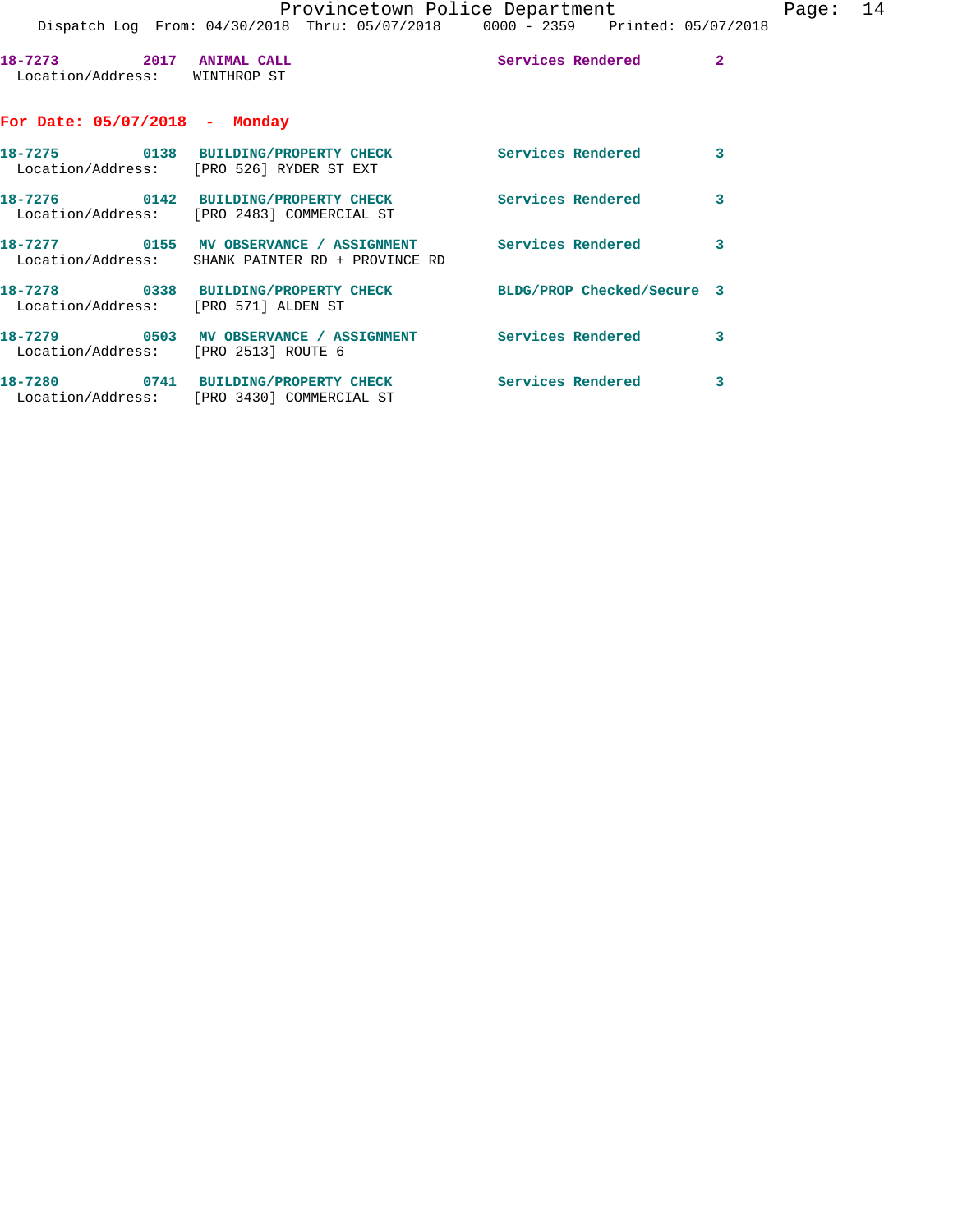18-7273 2017 ANIMAL CALL Services Rendered 2
Location/Address: WINTHROP ST

**For Date: 05/07/2018 - Monday**

18-7275 0138 BUILDING/PROPERTY CHECK Services Rendered 3
Location/Address: [PRO 526] RYDER ST EXT

18-7276 0142 BUILDING/PROPERTY CHECK Services Rendered 3
Location/Address: [PRO 2483] COMMERCIAL ST

18-7277 0155 MV OBSERVANCE / ASSIGNMENT Services Rendered 3
Location/Address: SHANK PAINTER RD + PROVINCE RD

18-7278 0338 BUILDING/PROPERTY CHECK BLDG/PROP Checked/Secure 3
Location/Address: [PRO 571] ALDEN ST

18-7279 0503 MV OBSERVANCE / ASSIGNMENT Services Rendered 3
Location/Address: [PRO 2513] ROUTE 6

18-7280 0741 BUILDING/PROPERTY CHECK Services Rendered 3
Location/Address: [PRO 3430] COMMERCIAL ST